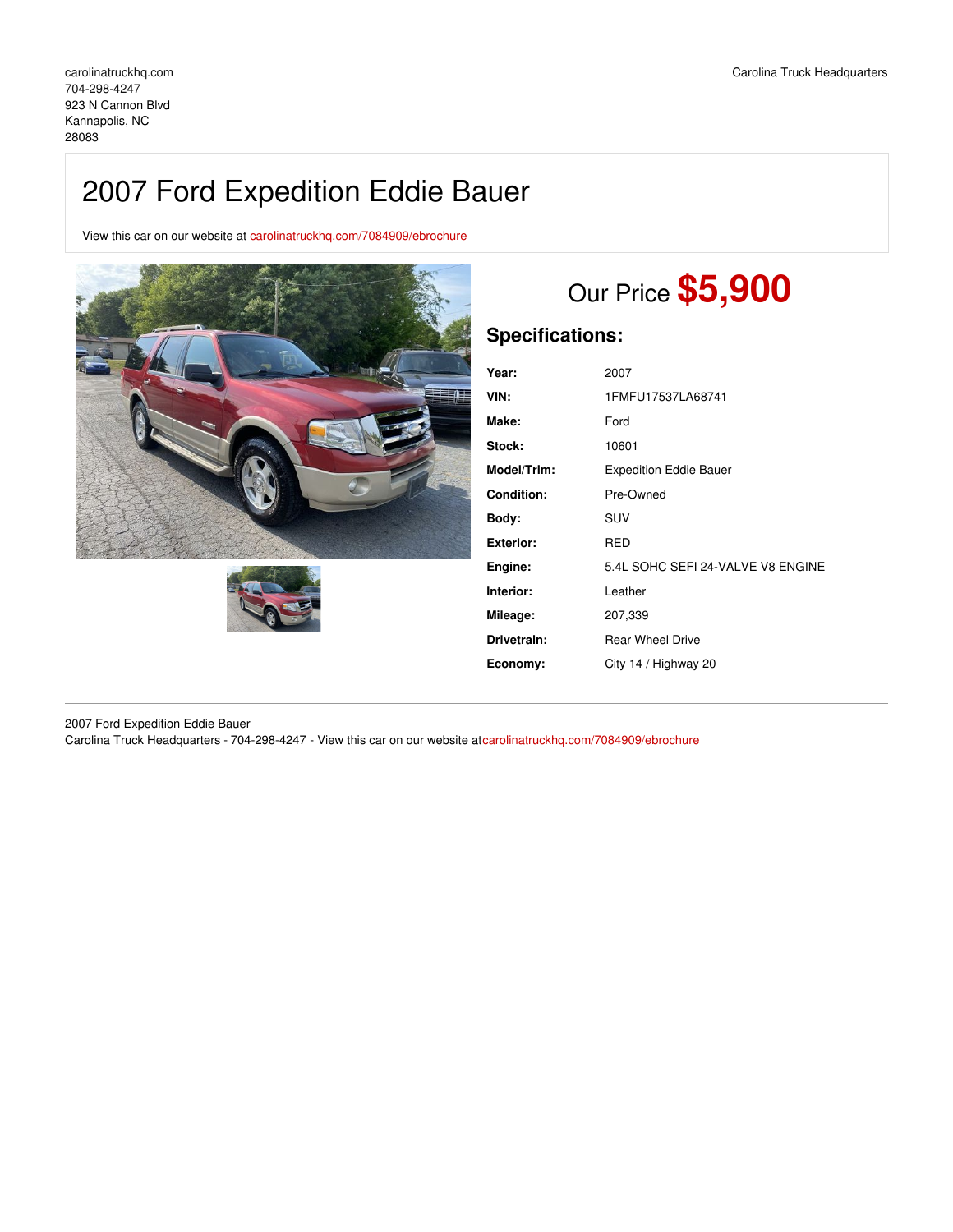carolinatruckhq.com
704-298-4247
923 N Cannon Blvd
Kannapolis, NC
28083

Carolina Truck Headquarters

# 2007 Ford Expedition Eddie Bauer

View this car on our website at carolinatruckhq.com/7084909/ebrochure

## Our Price **$5,900**

### Specifications:

| | |
|---|---|
| **Year:** | 2007 |
| **VIN:** | 1FMFU17537LA68741 |
| **Make:** | Ford |
| **Stock:** | 10601 |
| **Model/Trim:** | Expedition Eddie Bauer |
| **Condition:** | Pre-Owned |
| **Body:** | SUV |
| **Exterior:** | RED |
| **Engine:** | 5.4L SOHC SEFI 24-VALVE V8 ENGINE |
| **Interior:** | Leather |
| **Mileage:** | 207,339 |
| **Drivetrain:** | Rear Wheel Drive |
| **Economy:** | City 14 / Highway 20 |

2007 Ford Expedition Eddie Bauer
Carolina Truck Headquarters - 704-298-4247 - View this car on our website atcarolinatruckhq.com/7084909/ebrochure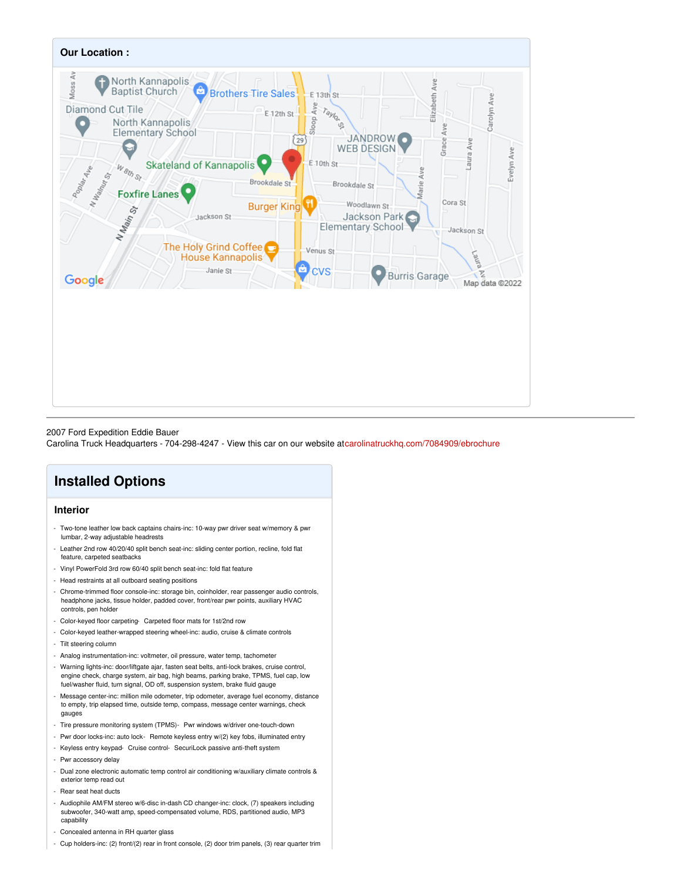## Our Location :

2007 Ford Expedition Eddie Bauer
Carolina Truck Headquarters - 704-298-4247 - View this car on our website atcarolinatruckhq.com/7084909/ebrochure

# Installed Options

### Interior

- Two-tone leather low back captains chairs-inc: 10-way pwr driver seat w/memory & pwr lumbar, 2-way adjustable headrests
- Leather 2nd row 40/20/40 split bench seat-inc: sliding center portion, recline, fold flat feature, carpeted seatbacks
- Vinyl PowerFold 3rd row 60/40 split bench seat-inc: fold flat feature
- Head restraints at all outboard seating positions
- Chrome-trimmed floor console-inc: storage bin, coinholder, rear passenger audio controls, headphone jacks, tissue holder, padded cover, front/rear pwr points, auxiliary HVAC controls, pen holder
- Color-keyed floor carpeting- Carpeted floor mats for 1st/2nd row
- Color-keyed leather-wrapped steering wheel-inc: audio, cruise & climate controls
- Tilt steering column
- Analog instrumentation-inc: voltmeter, oil pressure, water temp, tachometer
- Warning lights-inc: door/liftgate ajar, fasten seat belts, anti-lock brakes, cruise control, engine check, charge system, air bag, high beams, parking brake, TPMS, fuel cap, low fuel/washer fluid, turn signal, OD off, suspension system, brake fluid gauge
- Message center-inc: million mile odometer, trip odometer, average fuel economy, distance to empty, trip elapsed time, outside temp, compass, message center warnings, check gauges
- Tire pressure monitoring system (TPMS)- Pwr windows w/driver one-touch-down
- Pwr door locks-inc: auto lock- Remote keyless entry w/(2) key fobs, illuminated entry
- Keyless entry keypad- Cruise control- SecuriLock passive anti-theft system
- Pwr accessory delay
- Dual zone electronic automatic temp control air conditioning w/auxiliary climate controls & exterior temp read out
- Rear seat heat ducts
- Audiophile AM/FM stereo w/6-disc in-dash CD changer-inc: clock, (7) speakers including subwoofer, 340-watt amp, speed-compensated volume, RDS, partitioned audio, MP3 capability
- Concealed antenna in RH quarter glass
- Cup holders-inc: (2) front/(2) rear in front console, (2) door trim panels, (3) rear quarter trim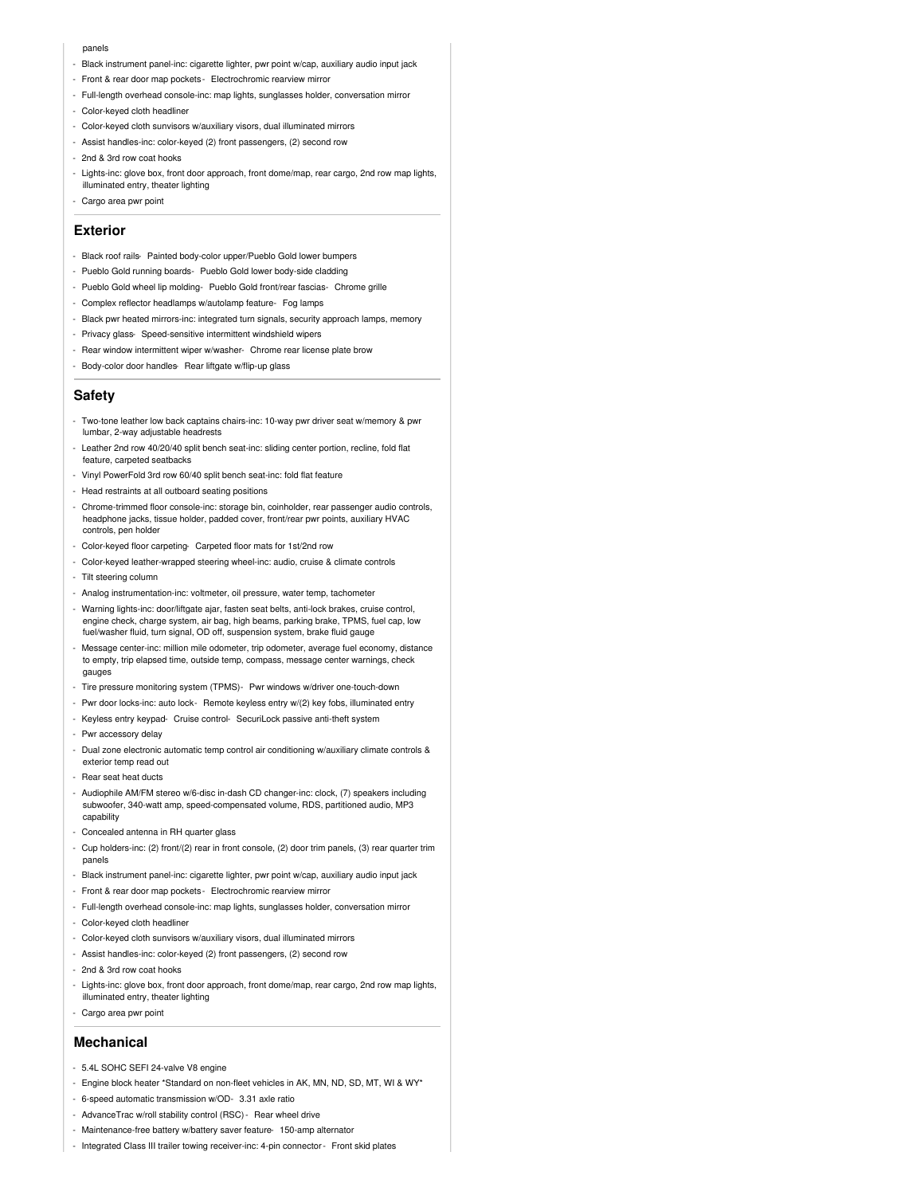panels

- Black instrument panel-inc: cigarette lighter, pwr point w/cap, auxiliary audio input jack
- Front & rear door map pockets - Electrochromic rearview mirror
- Full-length overhead console-inc: map lights, sunglasses holder, conversation mirror
- Color-keyed cloth headliner
- Color-keyed cloth sunvisors w/auxiliary visors, dual illuminated mirrors
- Assist handles-inc: color-keyed (2) front passengers, (2) second row
- 2nd & 3rd row coat hooks
- Lights-inc: glove box, front door approach, front dome/map, rear cargo, 2nd row map lights, illuminated entry, theater lighting
- Cargo area pwr point

## Exterior

- Black roof rails- Painted body-color upper/Pueblo Gold lower bumpers
- Pueblo Gold running boards- Pueblo Gold lower body-side cladding
- Pueblo Gold wheel lip molding- Pueblo Gold front/rear fascias- Chrome grille
- Complex reflector headlamps w/autolamp feature- Fog lamps
- Black pwr heated mirrors-inc: integrated turn signals, security approach lamps, memory
- Privacy glass- Speed-sensitive intermittent windshield wipers
- Rear window intermittent wiper w/washer- Chrome rear license plate brow
- Body-color door handles- Rear liftgate w/flip-up glass

## Safety

- Two-tone leather low back captains chairs-inc: 10-way pwr driver seat w/memory & pwr lumbar, 2-way adjustable headrests
- Leather 2nd row 40/20/40 split bench seat-inc: sliding center portion, recline, fold flat feature, carpeted seatbacks
- Vinyl PowerFold 3rd row 60/40 split bench seat-inc: fold flat feature
- Head restraints at all outboard seating positions
- Chrome-trimmed floor console-inc: storage bin, coinholder, rear passenger audio controls, headphone jacks, tissue holder, padded cover, front/rear pwr points, auxiliary HVAC controls, pen holder
- Color-keyed floor carpeting- Carpeted floor mats for 1st/2nd row
- Color-keyed leather-wrapped steering wheel-inc: audio, cruise & climate controls
- Tilt steering column
- Analog instrumentation-inc: voltmeter, oil pressure, water temp, tachometer
- Warning lights-inc: door/liftgate ajar, fasten seat belts, anti-lock brakes, cruise control, engine check, charge system, air bag, high beams, parking brake, TPMS, fuel cap, low fuel/washer fluid, turn signal, OD off, suspension system, brake fluid gauge
- Message center-inc: million mile odometer, trip odometer, average fuel economy, distance to empty, trip elapsed time, outside temp, compass, message center warnings, check gauges
- Tire pressure monitoring system (TPMS)- Pwr windows w/driver one-touch-down
- Pwr door locks-inc: auto lock- Remote keyless entry w/(2) key fobs, illuminated entry
- Keyless entry keypad- Cruise control- SecuriLock passive anti-theft system
- Pwr accessory delay
- Dual zone electronic automatic temp control air conditioning w/auxiliary climate controls & exterior temp read out
- Rear seat heat ducts
- Audiophile AM/FM stereo w/6-disc in-dash CD changer-inc: clock, (7) speakers including subwoofer, 340-watt amp, speed-compensated volume, RDS, partitioned audio, MP3 capability
- Concealed antenna in RH quarter glass
- Cup holders-inc: (2) front/(2) rear in front console, (2) door trim panels, (3) rear quarter trim panels
- Black instrument panel-inc: cigarette lighter, pwr point w/cap, auxiliary audio input jack
- Front & rear door map pockets - Electrochromic rearview mirror
- Full-length overhead console-inc: map lights, sunglasses holder, conversation mirror
- Color-keyed cloth headliner
- Color-keyed cloth sunvisors w/auxiliary visors, dual illuminated mirrors
- Assist handles-inc: color-keyed (2) front passengers, (2) second row
- 2nd & 3rd row coat hooks
- Lights-inc: glove box, front door approach, front dome/map, rear cargo, 2nd row map lights, illuminated entry, theater lighting
- Cargo area pwr point

## Mechanical

- 5.4L SOHC SEFI 24-valve V8 engine
- Engine block heater *Standard on non-fleet vehicles in AK, MN, ND, SD, MT, WI & WY*
- 6-speed automatic transmission w/OD- 3.31 axle ratio
- AdvanceTrac w/roll stability control (RSC) - Rear wheel drive
- Maintenance-free battery w/battery saver feature- 150-amp alternator
- Integrated Class III trailer towing receiver-inc: 4-pin connector - Front skid plates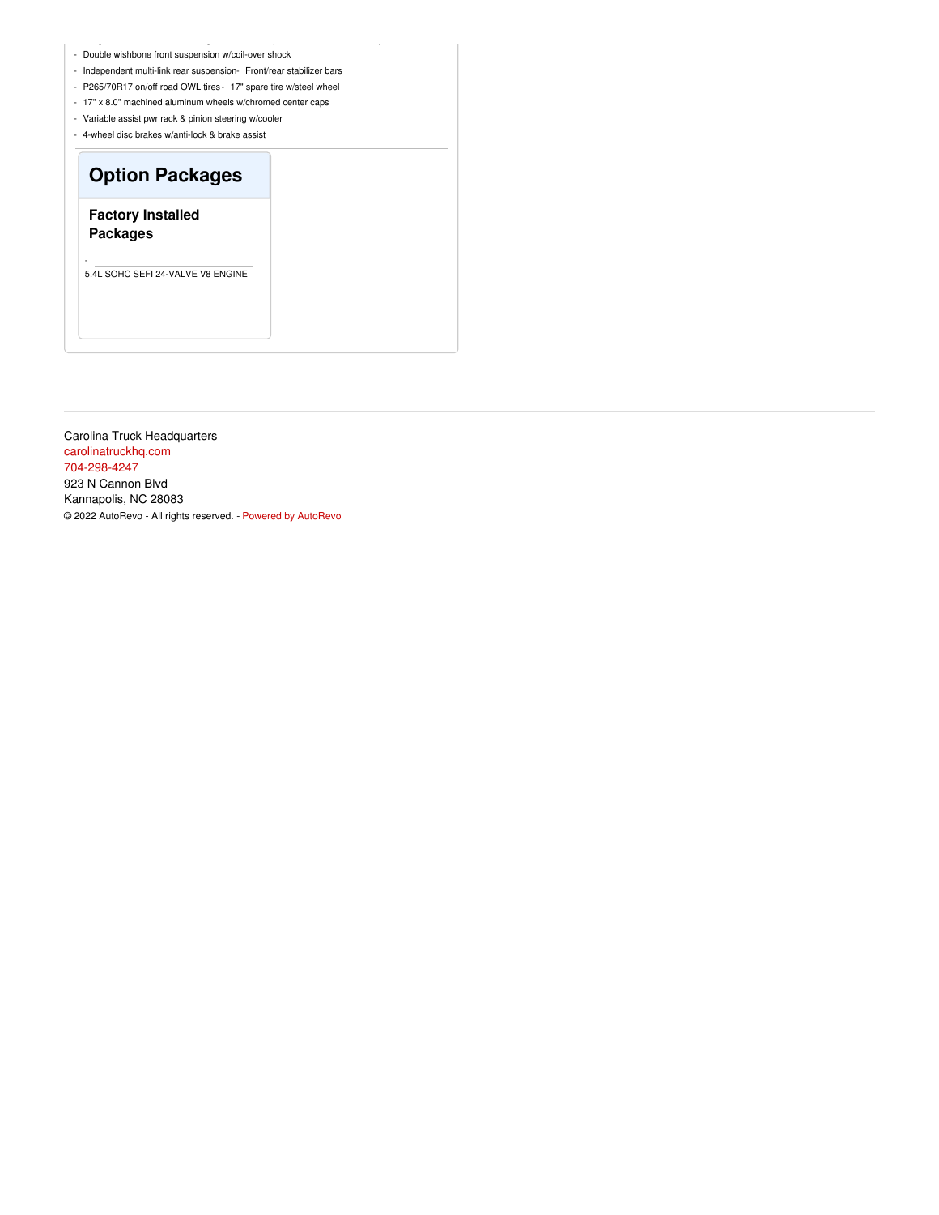- Double wishbone front suspension w/coil-over shock
- Independent multi-link rear suspension- Front/rear stabilizer bars
- P265/70R17 on/off road OWL tires - 17" spare tire w/steel wheel
- 17" x 8.0" machined aluminum wheels w/chromed center caps
- Variable assist pwr rack & pinion steering w/cooler
- 4-wheel disc brakes w/anti-lock & brake assist

## Option Packages

### Factory Installed Packages

-

5.4L SOHC SEFI 24-VALVE V8 ENGINE

Carolina Truck Headquarters
carolinatruckhq.com
704-298-4247
923 N Cannon Blvd
Kannapolis, NC 28083
© 2022 AutoRevo - All rights reserved. - Powered by AutoRevo